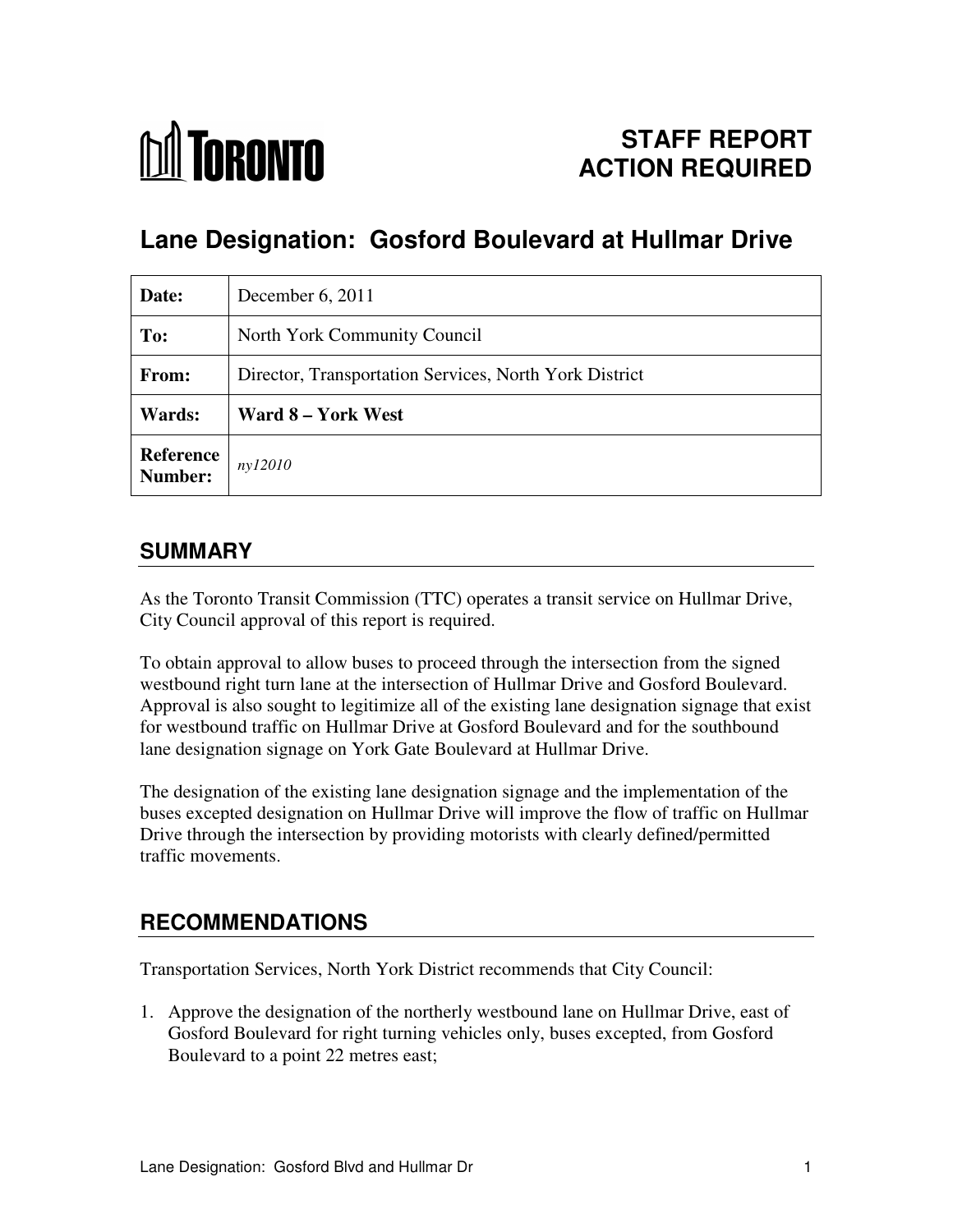TORONTO

# STAFF REPORT ACTION REQUIRED

## Lane Designation: Gosford Boulevard at Hullmar Drive

| | |
|---|---|
| **Date:** | December 6, 2011 |
| **To:** | North York Community Council |
| **From:** | Director, Transportation Services, North York District |
| **Wards:** | **Ward 8 – York West** |
| **Reference Number:** | *ny12010* |

## SUMMARY

As the Toronto Transit Commission (TTC) operates a transit service on Hullmar Drive, City Council approval of this report is required.

To obtain approval to allow buses to proceed through the intersection from the signed westbound right turn lane at the intersection of Hullmar Drive and Gosford Boulevard. Approval is also sought to legitimize all of the existing lane designation signage that exist for westbound traffic on Hullmar Drive at Gosford Boulevard and for the southbound lane designation signage on York Gate Boulevard at Hullmar Drive.

The designation of the existing lane designation signage and the implementation of the buses excepted designation on Hullmar Drive will improve the flow of traffic on Hullmar Drive through the intersection by providing motorists with clearly defined/permitted traffic movements.

## RECOMMENDATIONS

Transportation Services, North York District recommends that City Council:

1. Approve the designation of the northerly westbound lane on Hullmar Drive, east of Gosford Boulevard for right turning vehicles only, buses excepted, from Gosford Boulevard to a point 22 metres east;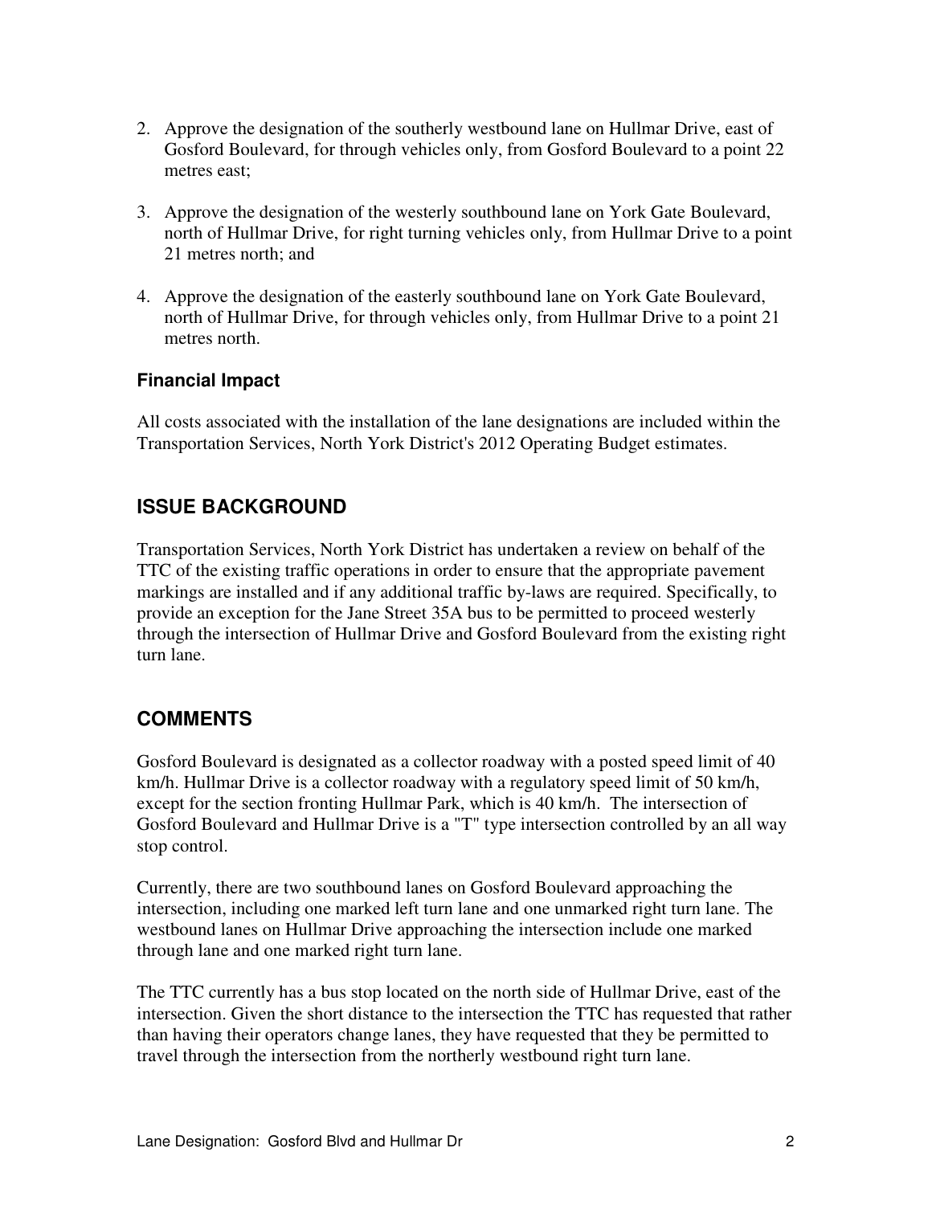2. Approve the designation of the southerly westbound lane on Hullmar Drive, east of Gosford Boulevard, for through vehicles only, from Gosford Boulevard to a point 22 metres east;

3. Approve the designation of the westerly southbound lane on York Gate Boulevard, north of Hullmar Drive, for right turning vehicles only, from Hullmar Drive to a point 21 metres north; and

4. Approve the designation of the easterly southbound lane on York Gate Boulevard, north of Hullmar Drive, for through vehicles only, from Hullmar Drive to a point 21 metres north.

### Financial Impact

All costs associated with the installation of the lane designations are included within the Transportation Services, North York District's 2012 Operating Budget estimates.

## ISSUE BACKGROUND

Transportation Services, North York District has undertaken a review on behalf of the TTC of the existing traffic operations in order to ensure that the appropriate pavement markings are installed and if any additional traffic by-laws are required. Specifically, to provide an exception for the Jane Street 35A bus to be permitted to proceed westerly through the intersection of Hullmar Drive and Gosford Boulevard from the existing right turn lane.

## COMMENTS

Gosford Boulevard is designated as a collector roadway with a posted speed limit of 40 km/h. Hullmar Drive is a collector roadway with a regulatory speed limit of 50 km/h, except for the section fronting Hullmar Park, which is 40 km/h. The intersection of Gosford Boulevard and Hullmar Drive is a "T" type intersection controlled by an all way stop control.

Currently, there are two southbound lanes on Gosford Boulevard approaching the intersection, including one marked left turn lane and one unmarked right turn lane. The westbound lanes on Hullmar Drive approaching the intersection include one marked through lane and one marked right turn lane.

The TTC currently has a bus stop located on the north side of Hullmar Drive, east of the intersection. Given the short distance to the intersection the TTC has requested that rather than having their operators change lanes, they have requested that they be permitted to travel through the intersection from the northerly westbound right turn lane.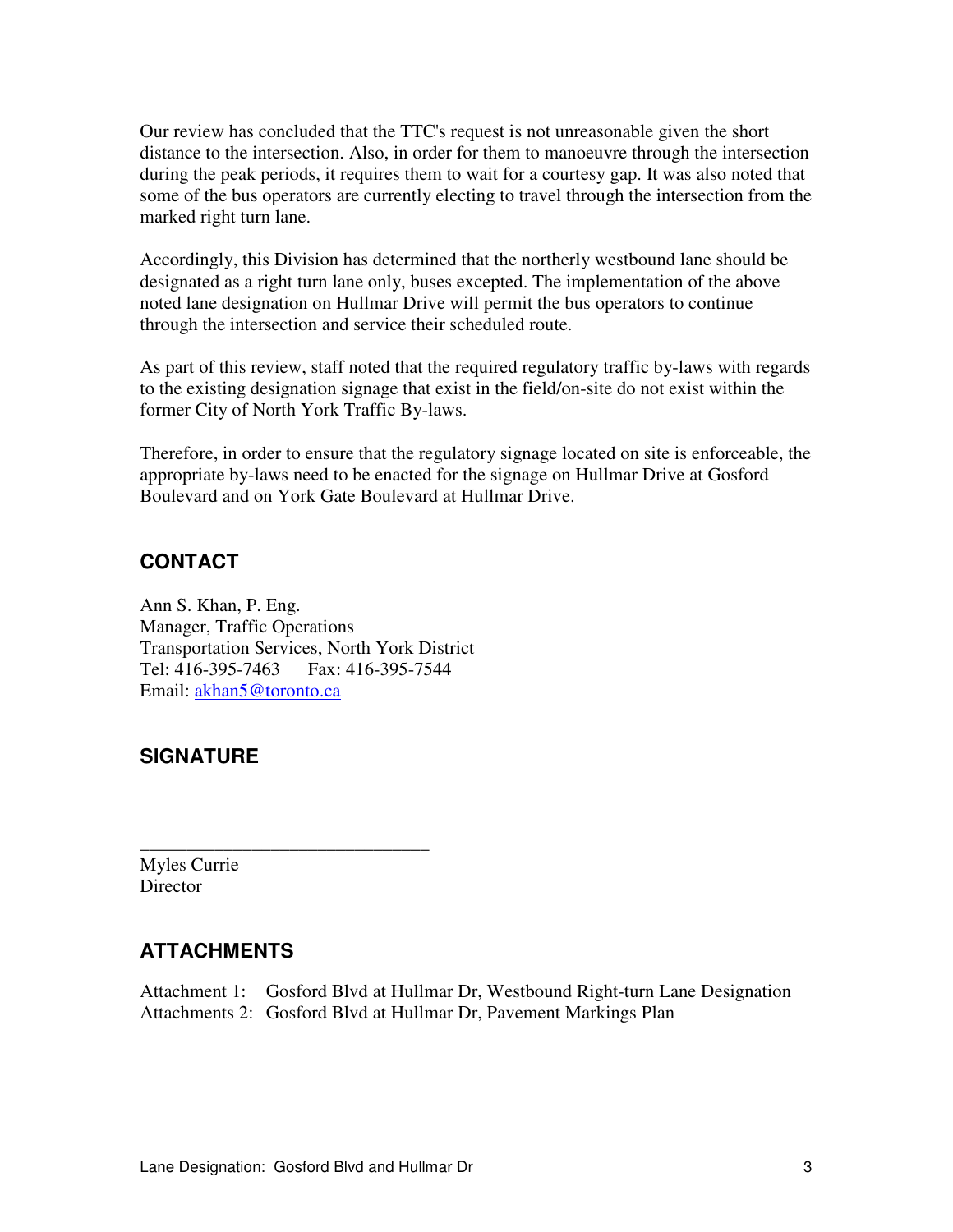Our review has concluded that the TTC's request is not unreasonable given the short distance to the intersection. Also, in order for them to manoeuvre through the intersection during the peak periods, it requires them to wait for a courtesy gap. It was also noted that some of the bus operators are currently electing to travel through the intersection from the marked right turn lane.

Accordingly, this Division has determined that the northerly westbound lane should be designated as a right turn lane only, buses excepted. The implementation of the above noted lane designation on Hullmar Drive will permit the bus operators to continue through the intersection and service their scheduled route.

As part of this review, staff noted that the required regulatory traffic by-laws with regards to the existing designation signage that exist in the field/on-site do not exist within the former City of North York Traffic By-laws.

Therefore, in order to ensure that the regulatory signage located on site is enforceable, the appropriate by-laws need to be enacted for the signage on Hullmar Drive at Gosford Boulevard and on York Gate Boulevard at Hullmar Drive.

## CONTACT

Ann S. Khan, P. Eng.
Manager, Traffic Operations
Transportation Services, North York District
Tel: 416-395-7463 Fax: 416-395-7544
Email: akhan5@toronto.ca

## SIGNATURE

_______________________________

Myles Currie
Director

## ATTACHMENTS

Attachment 1: Gosford Blvd at Hullmar Dr, Westbound Right-turn Lane Designation
Attachments 2: Gosford Blvd at Hullmar Dr, Pavement Markings Plan